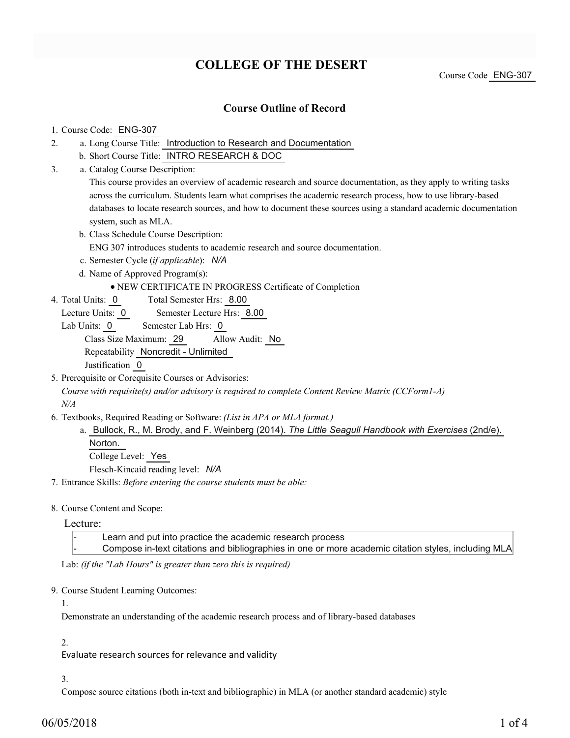# COLLEGE OF THE DESERT

Course Code ENG-307

## Course Outline of Record

1. Course Code: ENG-307
2. a. Long Course Title: Introduction to Research and Documentation
   b. Short Course Title: INTRO RESEARCH & DOC
3. a. Catalog Course Description:
   This course provides an overview of academic research and source documentation, as they apply to writing tasks across the curriculum. Students learn what comprises the academic research process, how to use library-based databases to locate research sources, and how to document these sources using a standard academic documentation system, such as MLA.
   b. Class Schedule Course Description:
   ENG 307 introduces students to academic research and source documentation.
   c. Semester Cycle (*if applicable*): *N/A*
   d. Name of Approved Program(s):
      - NEW CERTIFICATE IN PROGRESS Certificate of Completion
4. Total Units: 0 Total Semester Hrs: 8.00
   Lecture Units: 0 Semester Lecture Hrs: 8.00
   Lab Units: 0 Semester Lab Hrs: 0
   Class Size Maximum: 29 Allow Audit: No
   Repeatability Noncredit - Unlimited
   Justification 0
5. Prerequisite or Corequisite Courses or Advisories:
   *Course with requisite(s) and/or advisory is required to complete Content Review Matrix (CCForm1-A)*
   *N/A*
6. Textbooks, Required Reading or Software: *(List in APA or MLA format.)*
   a. Bullock, R., M. Brody, and F. Weinberg (2014). *The Little Seagull Handbook with Exercises* (2nd/e). Norton.
   College Level: Yes
   Flesch-Kincaid reading level: *N/A*
7. Entrance Skills: *Before entering the course students must be able:*
8. Course Content and Scope:

Lecture:

- Learn and put into practice the academic research process
- Compose in-text citations and bibliographies in one or more academic citation styles, including MLA

Lab: *(if the "Lab Hours" is greater than zero this is required)*

9. Course Student Learning Outcomes:

1.
Demonstrate an understanding of the academic research process and of library-based databases

2.
Evaluate research sources for relevance and validity

3.
Compose source citations (both in-text and bibliographic) in MLA (or another standard academic) style

06/05/2018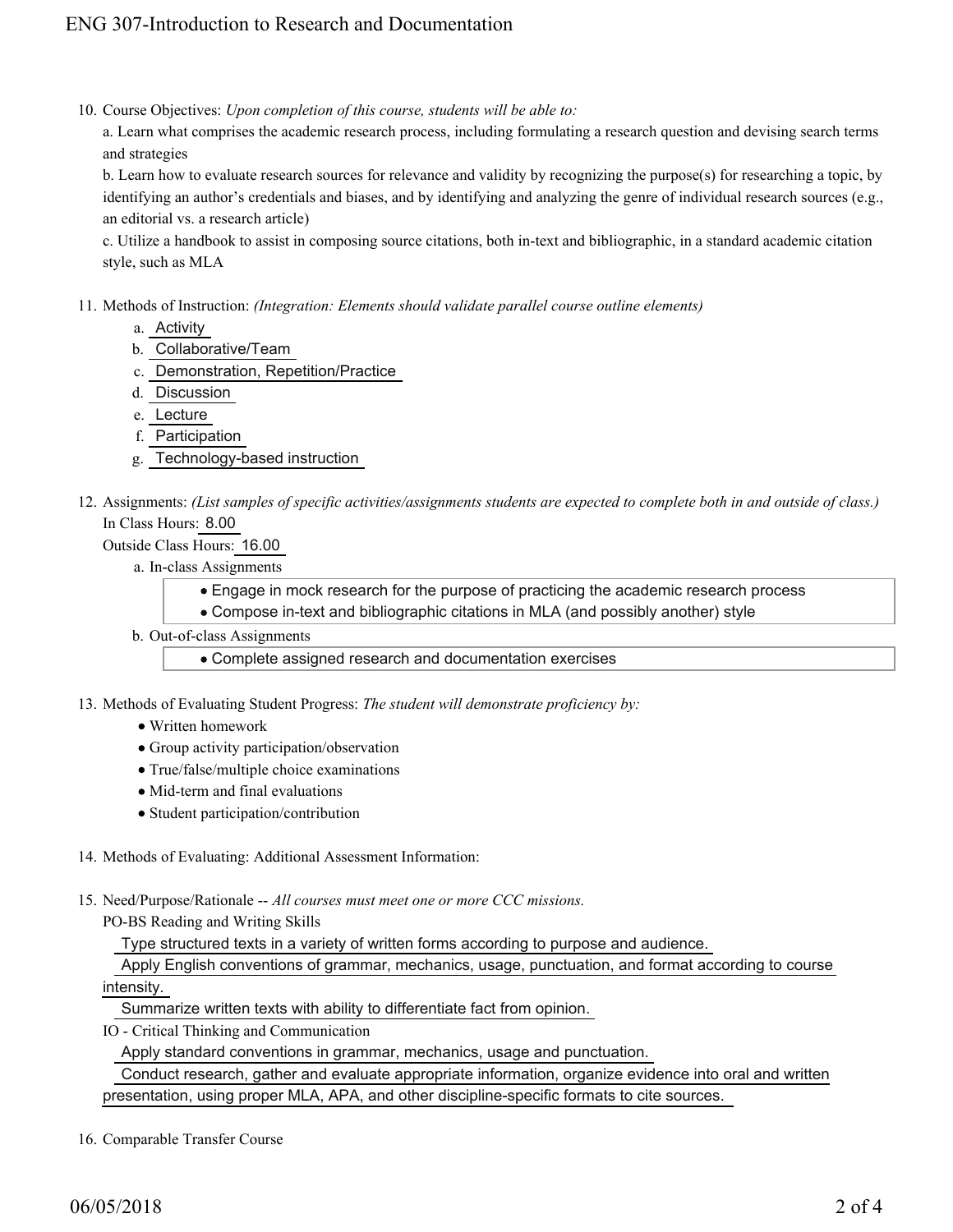10. Course Objectives: *Upon completion of this course, students will be able to:*

    a. Learn what comprises the academic research process, including formulating a research question and devising search terms and strategies

    b. Learn how to evaluate research sources for relevance and validity by recognizing the purpose(s) for researching a topic, by identifying an author's credentials and biases, and by identifying and analyzing the genre of individual research sources (e.g., an editorial vs. a research article)

    c. Utilize a handbook to assist in composing source citations, both in-text and bibliographic, in a standard academic citation style, such as MLA

11. Methods of Instruction: *(Integration: Elements should validate parallel course outline elements)*

    a. Activity
    b. Collaborative/Team
    c. Demonstration, Repetition/Practice
    d. Discussion
    e. Lecture
    f. Participation
    g. Technology-based instruction

12. Assignments: *(List samples of specific activities/assignments students are expected to complete both in and outside of class.)*

    In Class Hours: 8.00

    Outside Class Hours: 16.00

    a. In-class Assignments
        - Engage in mock research for the purpose of practicing the academic research process
        - Compose in-text and bibliographic citations in MLA (and possibly another) style

    b. Out-of-class Assignments
        - Complete assigned research and documentation exercises

13. Methods of Evaluating Student Progress: *The student will demonstrate proficiency by:*
    - Written homework
    - Group activity participation/observation
    - True/false/multiple choice examinations
    - Mid-term and final evaluations
    - Student participation/contribution

14. Methods of Evaluating: Additional Assessment Information:

15. Need/Purpose/Rationale -- *All courses must meet one or more CCC missions.*

    PO-BS Reading and Writing Skills

    Type structured texts in a variety of written forms according to purpose and audience.

    Apply English conventions of grammar, mechanics, usage, punctuation, and format according to course intensity.

    Summarize written texts with ability to differentiate fact from opinion.

    IO - Critical Thinking and Communication

    Apply standard conventions in grammar, mechanics, usage and punctuation.

    Conduct research, gather and evaluate appropriate information, organize evidence into oral and written presentation, using proper MLA, APA, and other discipline-specific formats to cite sources.

16. Comparable Transfer Course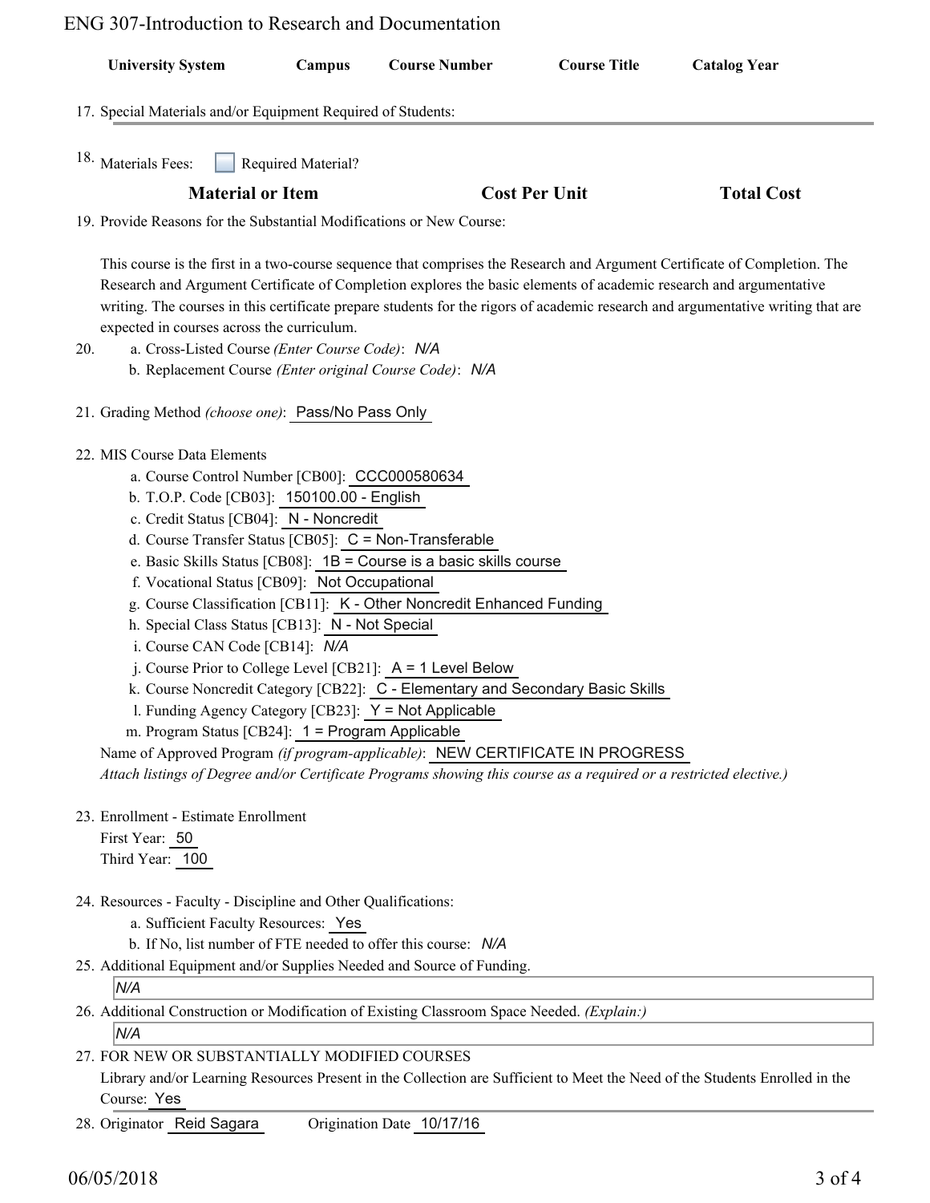| University System | Campus | Course Number | Course Title | Catalog Year |
|---|---|---|---|---|

17. Special Materials and/or Equipment Required of Students:

18. Materials Fees: ☐ Required Material?

| Material or Item | Cost Per Unit | Total Cost |
|---|---|---|

19. Provide Reasons for the Substantial Modifications or New Course:

    This course is the first in a two-course sequence that comprises the Research and Argument Certificate of Completion. The Research and Argument Certificate of Completion explores the basic elements of academic research and argumentative writing. The courses in this certificate prepare students for the rigors of academic research and argumentative writing that are expected in courses across the curriculum.

20. a. Cross-Listed Course *(Enter Course Code)*: *N/A*
    b. Replacement Course *(Enter original Course Code)*: *N/A*

21. Grading Method *(choose one)*: Pass/No Pass Only

22. MIS Course Data Elements
    a. Course Control Number [CB00]: CCC000580634
    b. T.O.P. Code [CB03]: 150100.00 - English
    c. Credit Status [CB04]: N - Noncredit
    d. Course Transfer Status [CB05]: C = Non-Transferable
    e. Basic Skills Status [CB08]: 1B = Course is a basic skills course
    f. Vocational Status [CB09]: Not Occupational
    g. Course Classification [CB11]: K - Other Noncredit Enhanced Funding
    h. Special Class Status [CB13]: N - Not Special
    i. Course CAN Code [CB14]: *N/A*
    j. Course Prior to College Level [CB21]: A = 1 Level Below
    k. Course Noncredit Category [CB22]: C - Elementary and Secondary Basic Skills
    l. Funding Agency Category [CB23]: Y = Not Applicable
    m. Program Status [CB24]: 1 = Program Applicable

    Name of Approved Program *(if program-applicable)*: NEW CERTIFICATE IN PROGRESS
    *Attach listings of Degree and/or Certificate Programs showing this course as a required or a restricted elective.)*

23. Enrollment - Estimate Enrollment
    First Year: 50
    Third Year: 100

24. Resources - Faculty - Discipline and Other Qualifications:
    a. Sufficient Faculty Resources: Yes
    b. If No, list number of FTE needed to offer this course: *N/A*

25. Additional Equipment and/or Supplies Needed and Source of Funding.
    *N/A*

26. Additional Construction or Modification of Existing Classroom Space Needed. *(Explain:)*
    *N/A*

27. FOR NEW OR SUBSTANTIALLY MODIFIED COURSES
    Library and/or Learning Resources Present in the Collection are Sufficient to Meet the Need of the Students Enrolled in the Course: Yes

28. Originator Reid Sagara Origination Date 10/17/16